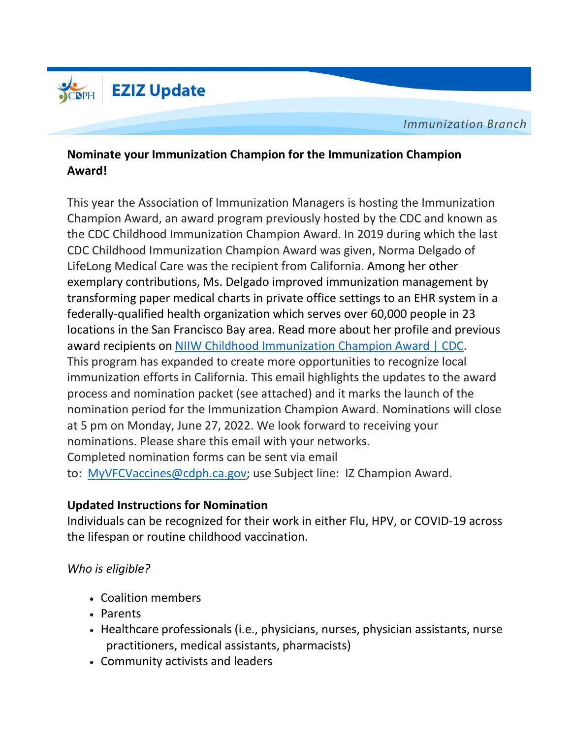# EZIZ Update

Immunization Branch

**Nominate your Immunization Champion for the Immunization Champion Award!**

This year the Association of Immunization Managers is hosting the Immunization Champion Award, an award program previously hosted by the CDC and known as the CDC Childhood Immunization Champion Award. In 2019 during which the last CDC Childhood Immunization Champion Award was given, Norma Delgado of LifeLong Medical Care was the recipient from California. Among her other exemplary contributions, Ms. Delgado improved immunization management by transforming paper medical charts in private office settings to an EHR system in a federally-qualified health organization which serves over 60,000 people in 23 locations in the San Francisco Bay area. Read more about her profile and previous award recipients on [NIIW Childhood Immunization Champion Award | CDC](). This program has expanded to create more opportunities to recognize local immunization efforts in California. This email highlights the updates to the award process and nomination packet (see attached) and it marks the launch of the nomination period for the Immunization Champion Award. Nominations will close at 5 pm on Monday, June 27, 2022. We look forward to receiving your nominations. Please share this email with your networks.
Completed nomination forms can be sent via email to: MyVFCVaccines@cdph.ca.gov; use Subject line: IZ Champion Award.

**Updated Instructions for Nomination**
Individuals can be recognized for their work in either Flu, HPV, or COVID-19 across the lifespan or routine childhood vaccination.

*Who is eligible?*

- Coalition members
- Parents
- Healthcare professionals (i.e., physicians, nurses, physician assistants, nurse practitioners, medical assistants, pharmacists)
- Community activists and leaders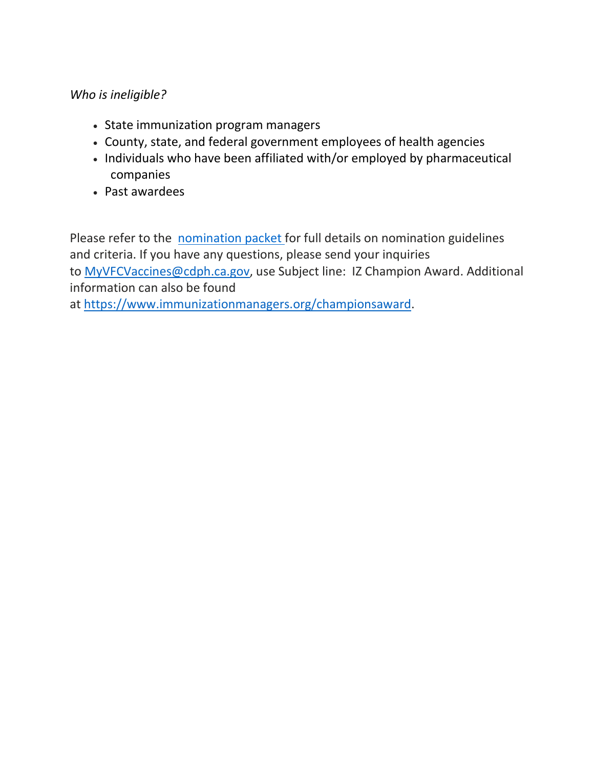*Who is ineligible?*

- State immunization program managers
- County, state, and federal government employees of health agencies
- Individuals who have been affiliated with/or employed by pharmaceutical companies
- Past awardees

Please refer to the [nomination packet](nomination packet) for full details on nomination guidelines and criteria. If you have any questions, please send your inquiries to MyVFCVaccines@cdph.ca.gov, use Subject line: IZ Champion Award. Additional information can also be found at https://www.immunizationmanagers.org/championsaward.